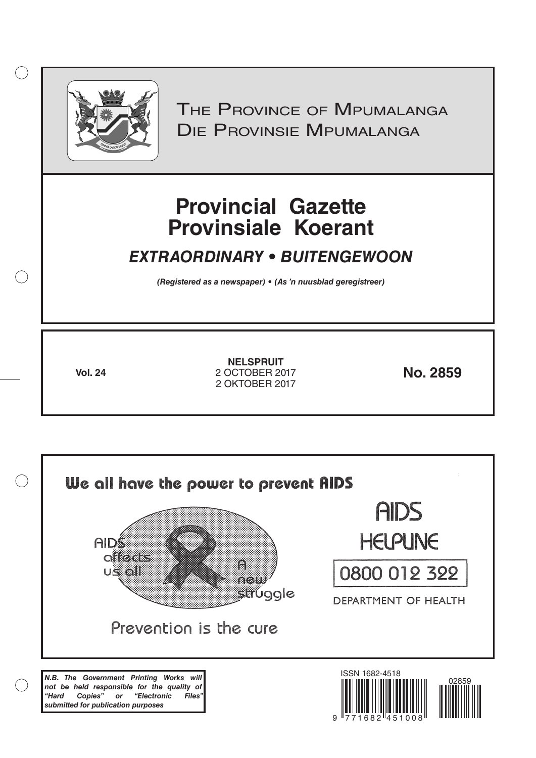THE PROVINCE OF MPUMALANGA
DIE PROVINSIE MPUMALANGA

# Provincial Gazette
# Provinsiale Koerant

## *EXTRAORDINARY • BUITENGEWOON*

***(Registered as a newspaper) • (As 'n nuusblad geregistreer)***

**Vol. 24**

**NELSPRUIT**
2 OCTOBER 2017
2 OKTOBER 2017

**No. 2859**

**We all have the power to prevent AIDS**

AIDS affects us all

A new struggle

Prevention is the cure

AIDS HELPLINE

0800 012 322

DEPARTMENT OF HEALTH

***N.B. The Government Printing Works will not be held responsible for the quality of "Hard Copies" or "Electronic Files" submitted for publication purposes***

ISSN 1682-4518

9 771682 451008

02859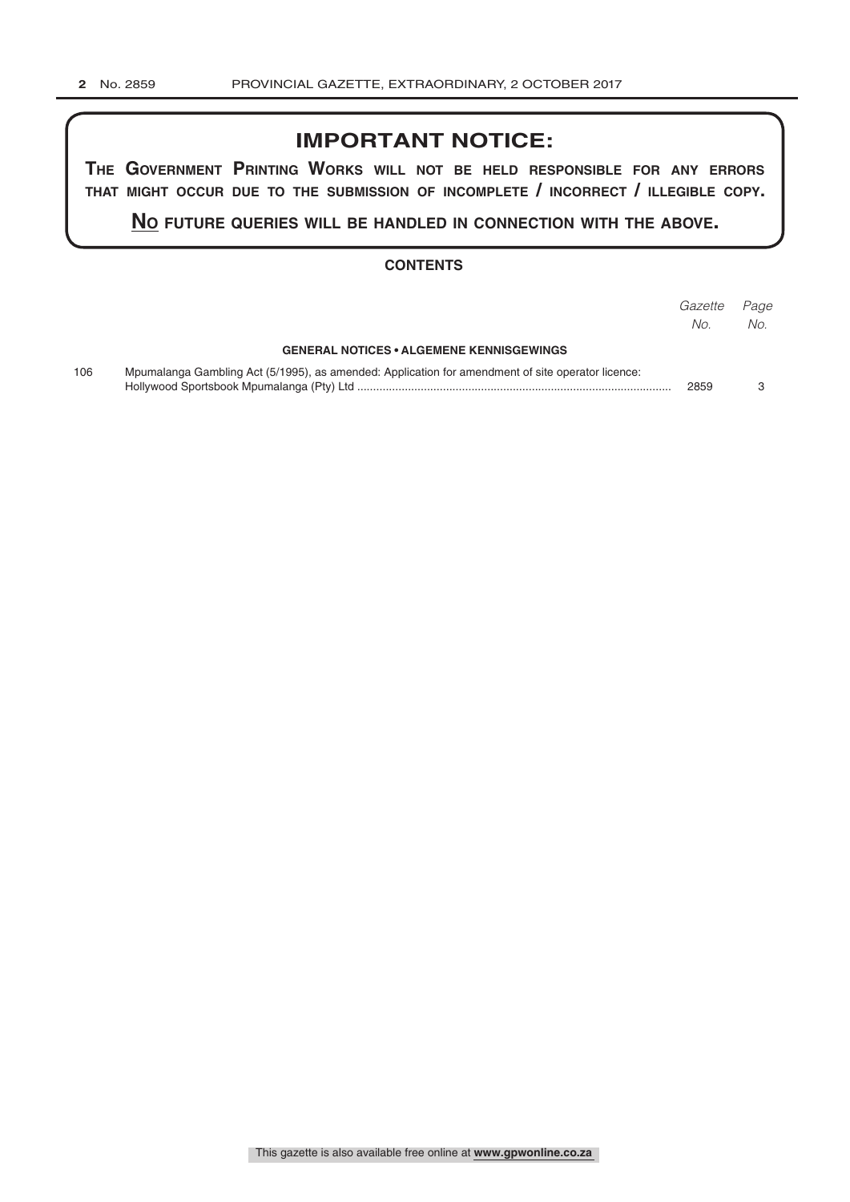## IMPORTANT NOTICE:

**THE GOVERNMENT PRINTING WORKS WILL NOT BE HELD RESPONSIBLE FOR ANY ERRORS THAT MIGHT OCCUR DUE TO THE SUBMISSION OF INCOMPLETE / INCORRECT / ILLEGIBLE COPY.**

**NO FUTURE QUERIES WILL BE HANDLED IN CONNECTION WITH THE ABOVE.**

### CONTENTS

| | | *Gazette No.* | *Page No.* |
|---|---|---|---|
| | **GENERAL NOTICES • ALGEMENE KENNISGEWINGS** | | |
| 106 | Mpumalanga Gambling Act (5/1995), as amended: Application for amendment of site operator licence: Hollywood Sportsbook Mpumalanga (Pty) Ltd | 2859 | 3 |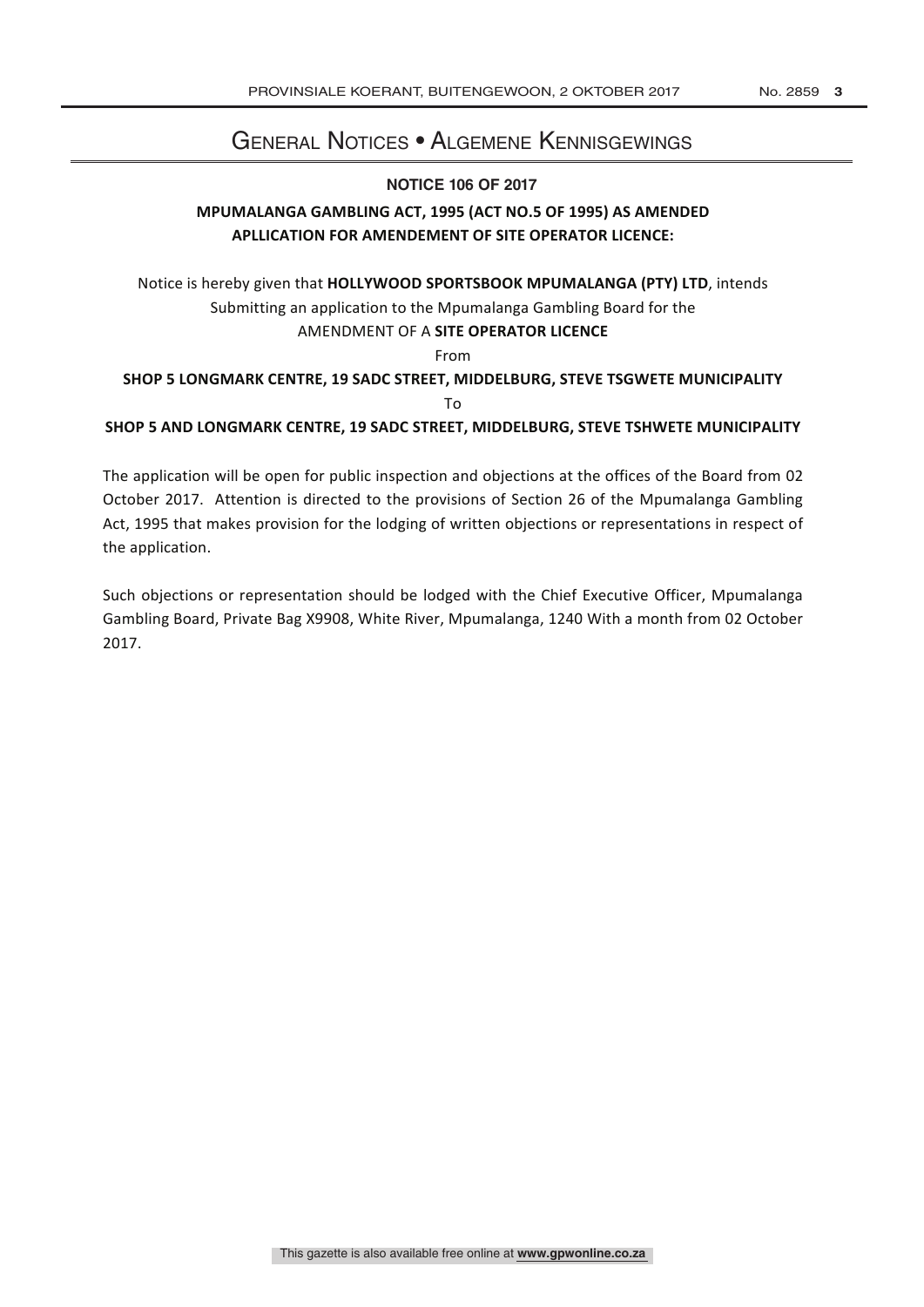# General Notices • Algemene Kennisgewings

## NOTICE 106 OF 2017

**MPUMALANGA GAMBLING ACT, 1995 (ACT NO.5 OF 1995) AS AMENDED**
**APLLICATION FOR AMENDEMENT OF SITE OPERATOR LICENCE:**

Notice is hereby given that **HOLLYWOOD SPORTSBOOK MPUMALANGA (PTY) LTD**, intends Submitting an application to the Mpumalanga Gambling Board for the AMENDMENT OF A **SITE OPERATOR LICENCE**

From

**SHOP 5 LONGMARK CENTRE, 19 SADC STREET, MIDDELBURG, STEVE TSGWETE MUNICIPALITY**

To

**SHOP 5 AND LONGMARK CENTRE, 19 SADC STREET, MIDDELBURG, STEVE TSHWETE MUNICIPALITY**

The application will be open for public inspection and objections at the offices of the Board from 02 October 2017. Attention is directed to the provisions of Section 26 of the Mpumalanga Gambling Act, 1995 that makes provision for the lodging of written objections or representations in respect of the application.

Such objections or representation should be lodged with the Chief Executive Officer, Mpumalanga Gambling Board, Private Bag X9908, White River, Mpumalanga, 1240 With a month from 02 October 2017.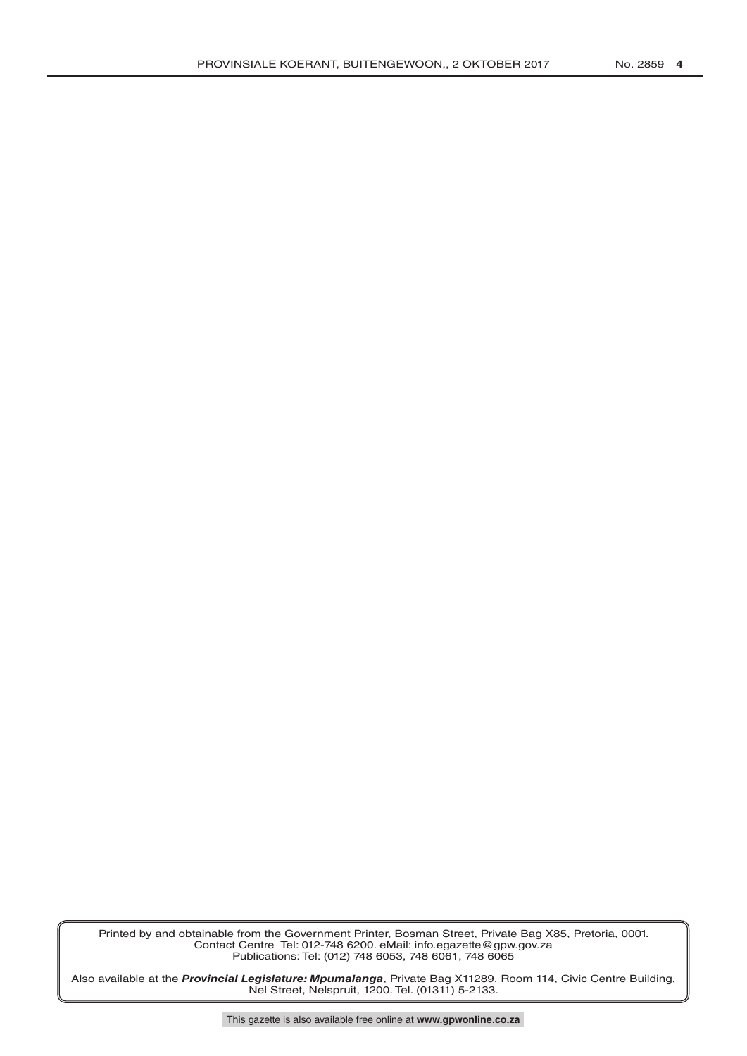Printed by and obtainable from the Government Printer, Bosman Street, Private Bag X85, Pretoria, 0001.
Contact Centre Tel: 012-748 6200. eMail: info.egazette@gpw.gov.za
Publications: Tel: (012) 748 6053, 748 6061, 748 6065

Also available at the ***Provincial Legislature: Mpumalanga***, Private Bag X11289, Room 114, Civic Centre Building, Nel Street, Nelspruit, 1200. Tel. (01311) 5-2133.

This gazette is also available free online at **www.gpwonline.co.za**